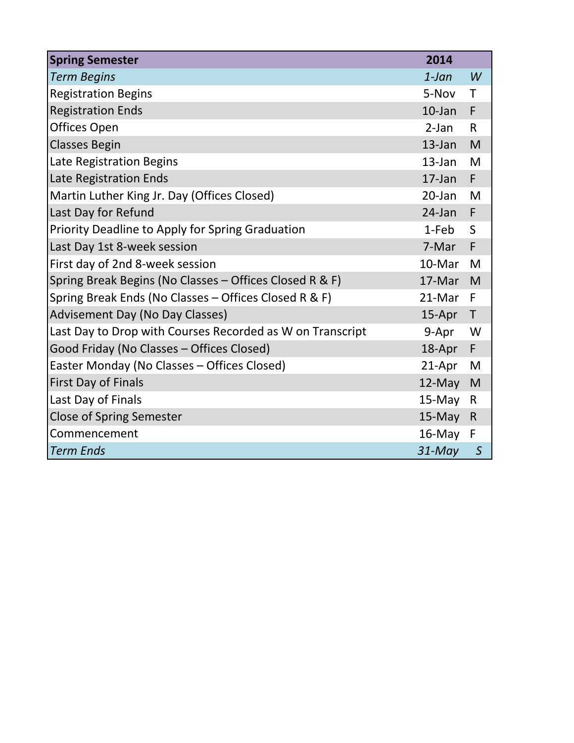| **Spring Semester** | **2014** | |
|---|---|---|
| *Term Begins* | *1-Jan* | *W* |
| Registration Begins | 5-Nov | T |
| Registration Ends | 10-Jan | F |
| Offices Open | 2-Jan | R |
| Classes Begin | 13-Jan | M |
| Late Registration Begins | 13-Jan | M |
| Late Registration Ends | 17-Jan | F |
| Martin Luther King Jr. Day (Offices Closed) | 20-Jan | M |
| Last Day for Refund | 24-Jan | F |
| Priority Deadline to Apply for Spring Graduation | 1-Feb | S |
| Last Day 1st 8-week session | 7-Mar | F |
| First day of 2nd 8-week session | 10-Mar | M |
| Spring Break Begins (No Classes – Offices Closed R & F) | 17-Mar | M |
| Spring Break Ends (No Classes – Offices Closed R & F) | 21-Mar | F |
| Advisement Day (No Day Classes) | 15-Apr | T |
| Last Day to Drop with Courses Recorded as W on Transcript | 9-Apr | W |
| Good Friday (No Classes – Offices Closed) | 18-Apr | F |
| Easter Monday (No Classes – Offices Closed) | 21-Apr | M |
| First Day of Finals | 12-May | M |
| Last Day of Finals | 15-May | R |
| Close of Spring Semester | 15-May | R |
| Commencement | 16-May | F |
| *Term Ends* | *31-May* | *S* |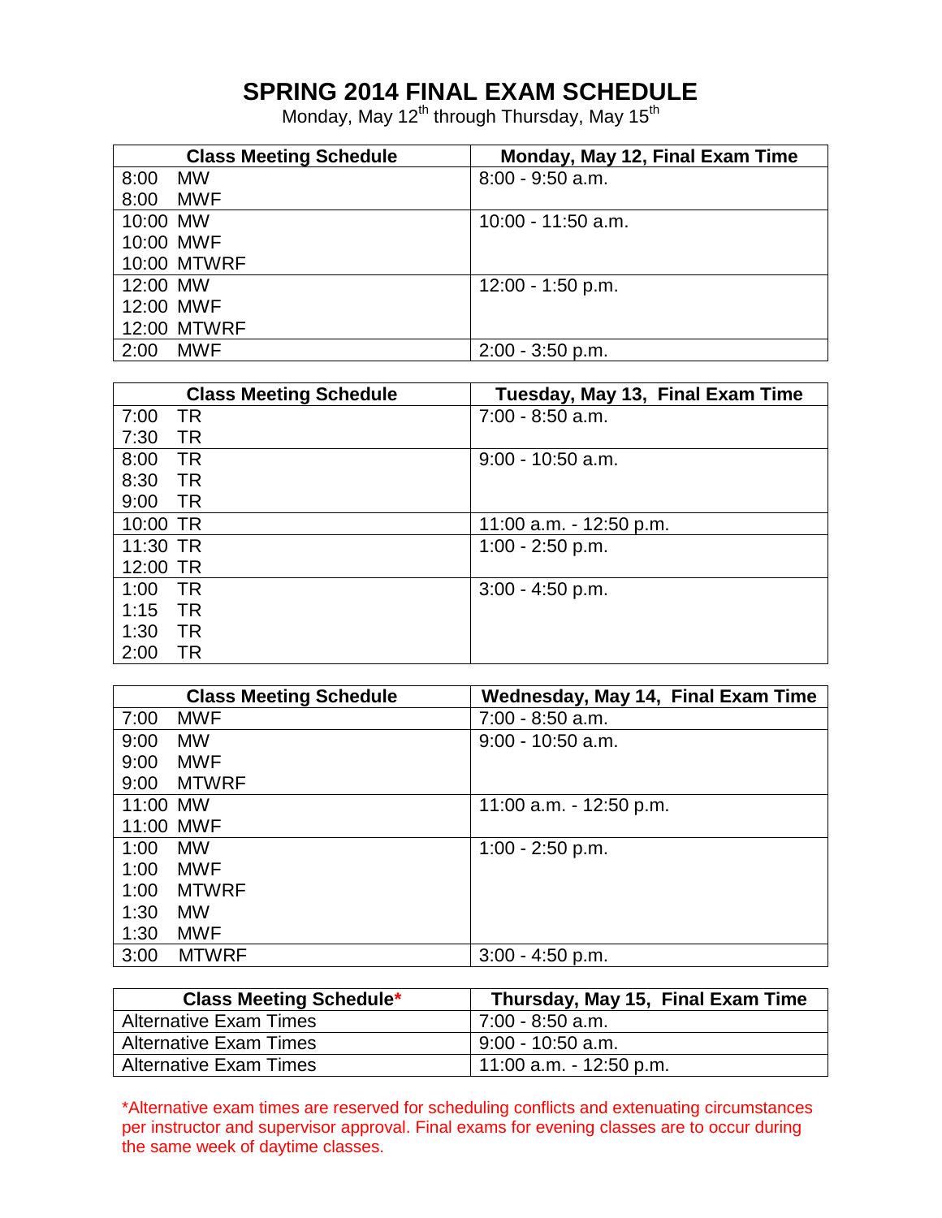# SPRING 2014 FINAL EXAM SCHEDULE

Monday, May 12th through Thursday, May 15th

| Class Meeting Schedule | Monday, May 12, Final Exam Time |
|---|---|
| 8:00 MW<br>8:00 MWF | 8:00 - 9:50 a.m. |
| 10:00 MW<br>10:00 MWF<br>10:00 MTWRF | 10:00 - 11:50 a.m. |
| 12:00 MW<br>12:00 MWF<br>12:00 MTWRF | 12:00 - 1:50 p.m. |
| 2:00 MWF | 2:00 - 3:50 p.m. |

| Class Meeting Schedule | Tuesday, May 13, Final Exam Time |
|---|---|
| 7:00 TR<br>7:30 TR | 7:00 - 8:50 a.m. |
| 8:00 TR<br>8:30 TR<br>9:00 TR | 9:00 - 10:50 a.m. |
| 10:00 TR | 11:00 a.m. - 12:50 p.m. |
| 11:30 TR<br>12:00 TR | 1:00 - 2:50 p.m. |
| 1:00 TR<br>1:15 TR<br>1:30 TR<br>2:00 TR | 3:00 - 4:50 p.m. |

| Class Meeting Schedule | Wednesday, May 14, Final Exam Time |
|---|---|
| 7:00 MWF | 7:00 - 8:50 a.m. |
| 9:00 MW<br>9:00 MWF<br>9:00 MTWRF | 9:00 - 10:50 a.m. |
| 11:00 MW<br>11:00 MWF | 11:00 a.m. - 12:50 p.m. |
| 1:00 MW<br>1:00 MWF<br>1:00 MTWRF<br>1:30 MW<br>1:30 MWF | 1:00 - 2:50 p.m. |
| 3:00 MTWRF | 3:00 - 4:50 p.m. |

| Class Meeting Schedule* | Thursday, May 15, Final Exam Time |
|---|---|
| Alternative Exam Times | 7:00 - 8:50 a.m. |
| Alternative Exam Times | 9:00 - 10:50 a.m. |
| Alternative Exam Times | 11:00 a.m. - 12:50 p.m. |

*Alternative exam times are reserved for scheduling conflicts and extenuating circumstances per instructor and supervisor approval. Final exams for evening classes are to occur during the same week of daytime classes.